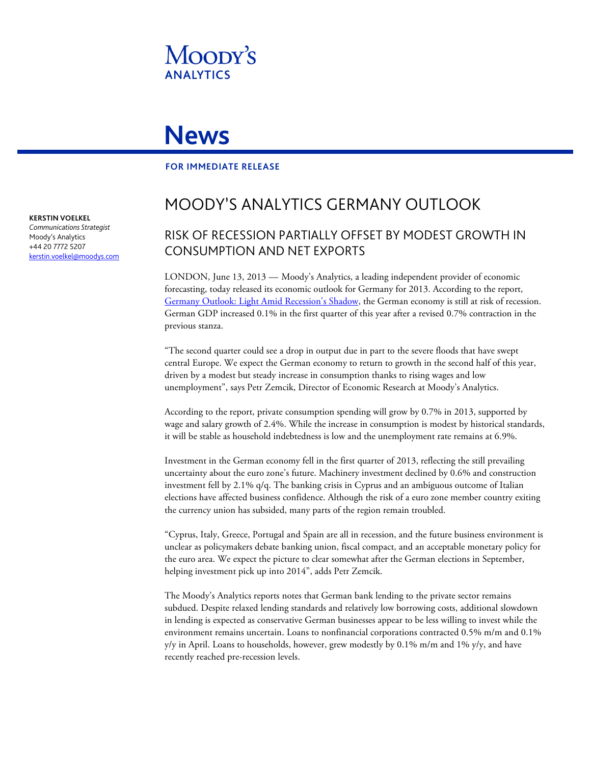Moody's Analytics

# News

**FOR IMMEDIATE RELEASE**

**KERSTIN VOELKEL**
*Communications Strategist*
Moody's Analytics
+44 20 7772 5207
kerstin.voelkel@moodys.com

# MOODY'S ANALYTICS GERMANY OUTLOOK

## RISK OF RECESSION PARTIALLY OFFSET BY MODEST GROWTH IN CONSUMPTION AND NET EXPORTS

LONDON, June 13, 2013 — Moody's Analytics, a leading independent provider of economic forecasting, today released its economic outlook for Germany for 2013. According to the report, Germany Outlook: Light Amid Recession's Shadow, the German economy is still at risk of recession. German GDP increased 0.1% in the first quarter of this year after a revised 0.7% contraction in the previous stanza.

"The second quarter could see a drop in output due in part to the severe floods that have swept central Europe. We expect the German economy to return to growth in the second half of this year, driven by a modest but steady increase in consumption thanks to rising wages and low unemployment", says Petr Zemcik, Director of Economic Research at Moody's Analytics.

According to the report, private consumption spending will grow by 0.7% in 2013, supported by wage and salary growth of 2.4%. While the increase in consumption is modest by historical standards, it will be stable as household indebtedness is low and the unemployment rate remains at 6.9%.

Investment in the German economy fell in the first quarter of 2013, reflecting the still prevailing uncertainty about the euro zone's future. Machinery investment declined by 0.6% and construction investment fell by 2.1% q/q. The banking crisis in Cyprus and an ambiguous outcome of Italian elections have affected business confidence. Although the risk of a euro zone member country exiting the currency union has subsided, many parts of the region remain troubled.

"Cyprus, Italy, Greece, Portugal and Spain are all in recession, and the future business environment is unclear as policymakers debate banking union, fiscal compact, and an acceptable monetary policy for the euro area. We expect the picture to clear somewhat after the German elections in September, helping investment pick up into 2014", adds Petr Zemcik.

The Moody's Analytics reports notes that German bank lending to the private sector remains subdued. Despite relaxed lending standards and relatively low borrowing costs, additional slowdown in lending is expected as conservative German businesses appear to be less willing to invest while the environment remains uncertain. Loans to nonfinancial corporations contracted 0.5% m/m and 0.1% y/y in April. Loans to households, however, grew modestly by 0.1% m/m and 1% y/y, and have recently reached pre-recession levels.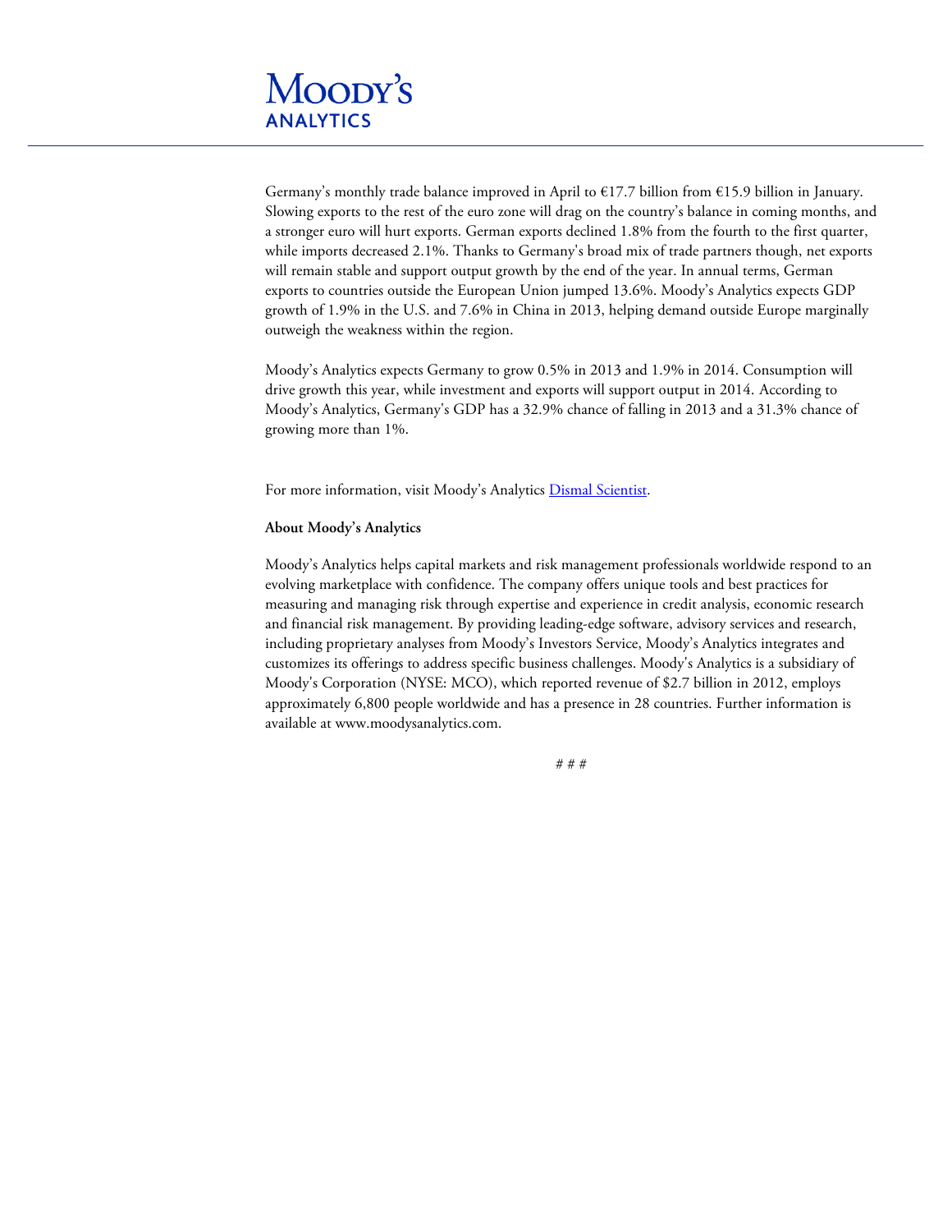Germany's monthly trade balance improved in April to €17.7 billion from €15.9 billion in January. Slowing exports to the rest of the euro zone will drag on the country's balance in coming months, and a stronger euro will hurt exports. German exports declined 1.8% from the fourth to the first quarter, while imports decreased 2.1%. Thanks to Germany's broad mix of trade partners though, net exports will remain stable and support output growth by the end of the year. In annual terms, German exports to countries outside the European Union jumped 13.6%. Moody's Analytics expects GDP growth of 1.9% in the U.S. and 7.6% in China in 2013, helping demand outside Europe marginally outweigh the weakness within the region.

Moody's Analytics expects Germany to grow 0.5% in 2013 and 1.9% in 2014. Consumption will drive growth this year, while investment and exports will support output in 2014. According to Moody's Analytics, Germany's GDP has a 32.9% chance of falling in 2013 and a 31.3% chance of growing more than 1%.

For more information, visit Moody's Analytics Dismal Scientist.

**About Moody's Analytics**

Moody's Analytics helps capital markets and risk management professionals worldwide respond to an evolving marketplace with confidence. The company offers unique tools and best practices for measuring and managing risk through expertise and experience in credit analysis, economic research and financial risk management. By providing leading-edge software, advisory services and research, including proprietary analyses from Moody's Investors Service, Moody's Analytics integrates and customizes its offerings to address specific business challenges. Moody's Analytics is a subsidiary of Moody's Corporation (NYSE: MCO), which reported revenue of $2.7 billion in 2012, employs approximately 6,800 people worldwide and has a presence in 28 countries. Further information is available at www.moodysanalytics.com.

# # #